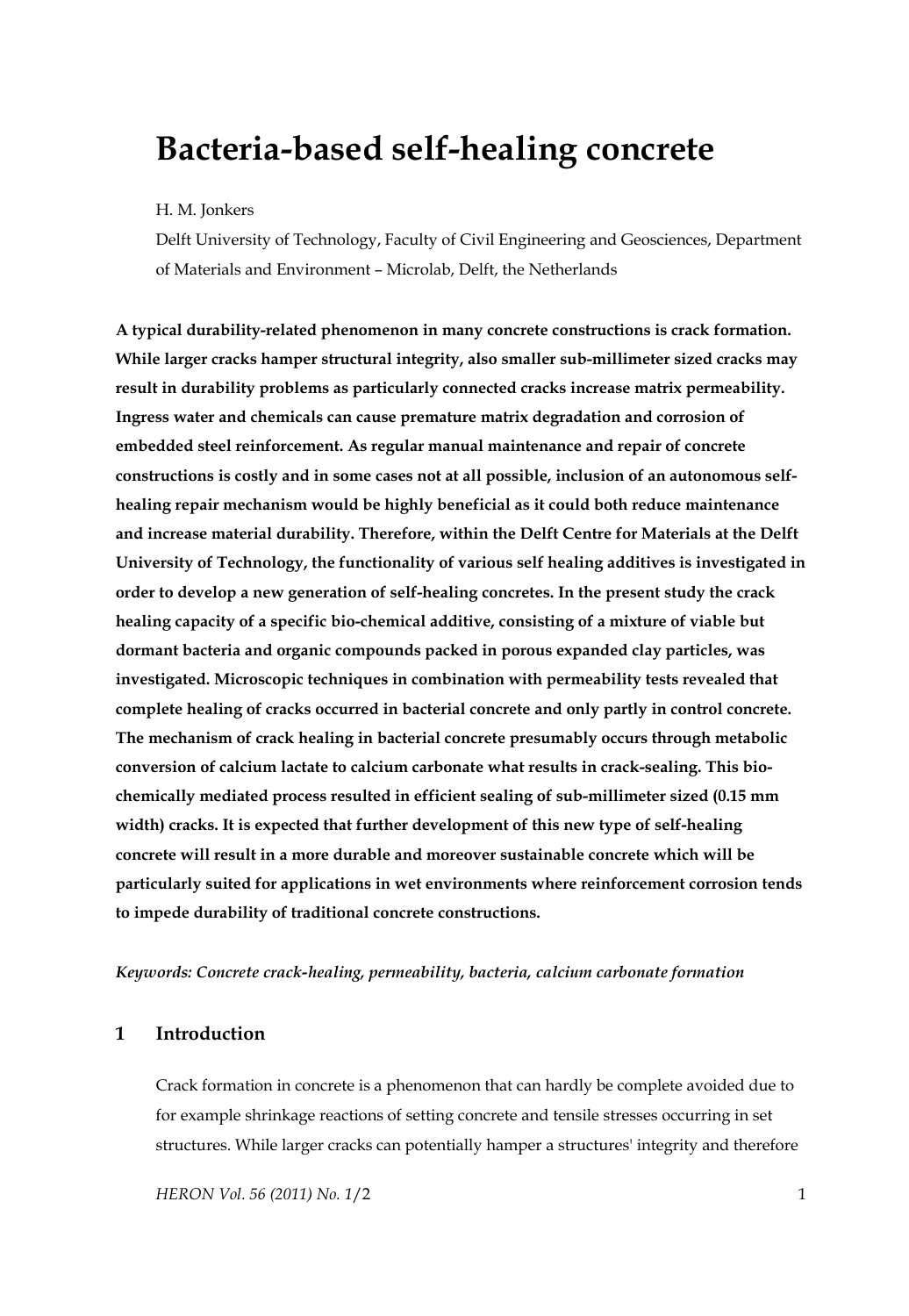# Bacteria-based self-healing concrete

H. M. Jonkers

Delft University of Technology, Faculty of Civil Engineering and Geosciences, Department of Materials and Environment – Microlab, Delft, the Netherlands

**A typical durability-related phenomenon in many concrete constructions is crack formation. While larger cracks hamper structural integrity, also smaller sub-millimeter sized cracks may result in durability problems as particularly connected cracks increase matrix permeability. Ingress water and chemicals can cause premature matrix degradation and corrosion of embedded steel reinforcement. As regular manual maintenance and repair of concrete constructions is costly and in some cases not at all possible, inclusion of an autonomous self-healing repair mechanism would be highly beneficial as it could both reduce maintenance and increase material durability. Therefore, within the Delft Centre for Materials at the Delft University of Technology, the functionality of various self healing additives is investigated in order to develop a new generation of self-healing concretes. In the present study the crack healing capacity of a specific bio-chemical additive, consisting of a mixture of viable but dormant bacteria and organic compounds packed in porous expanded clay particles, was investigated. Microscopic techniques in combination with permeability tests revealed that complete healing of cracks occurred in bacterial concrete and only partly in control concrete. The mechanism of crack healing in bacterial concrete presumably occurs through metabolic conversion of calcium lactate to calcium carbonate what results in crack-sealing. This bio-chemically mediated process resulted in efficient sealing of sub-millimeter sized (0.15 mm width) cracks. It is expected that further development of this new type of self-healing concrete will result in a more durable and moreover sustainable concrete which will be particularly suited for applications in wet environments where reinforcement corrosion tends to impede durability of traditional concrete constructions.**

*Keywords: Concrete crack-healing, permeability, bacteria, calcium carbonate formation*

## 1 Introduction

Crack formation in concrete is a phenomenon that can hardly be complete avoided due to for example shrinkage reactions of setting concrete and tensile stresses occurring in set structures. While larger cracks can potentially hamper a structures' integrity and therefore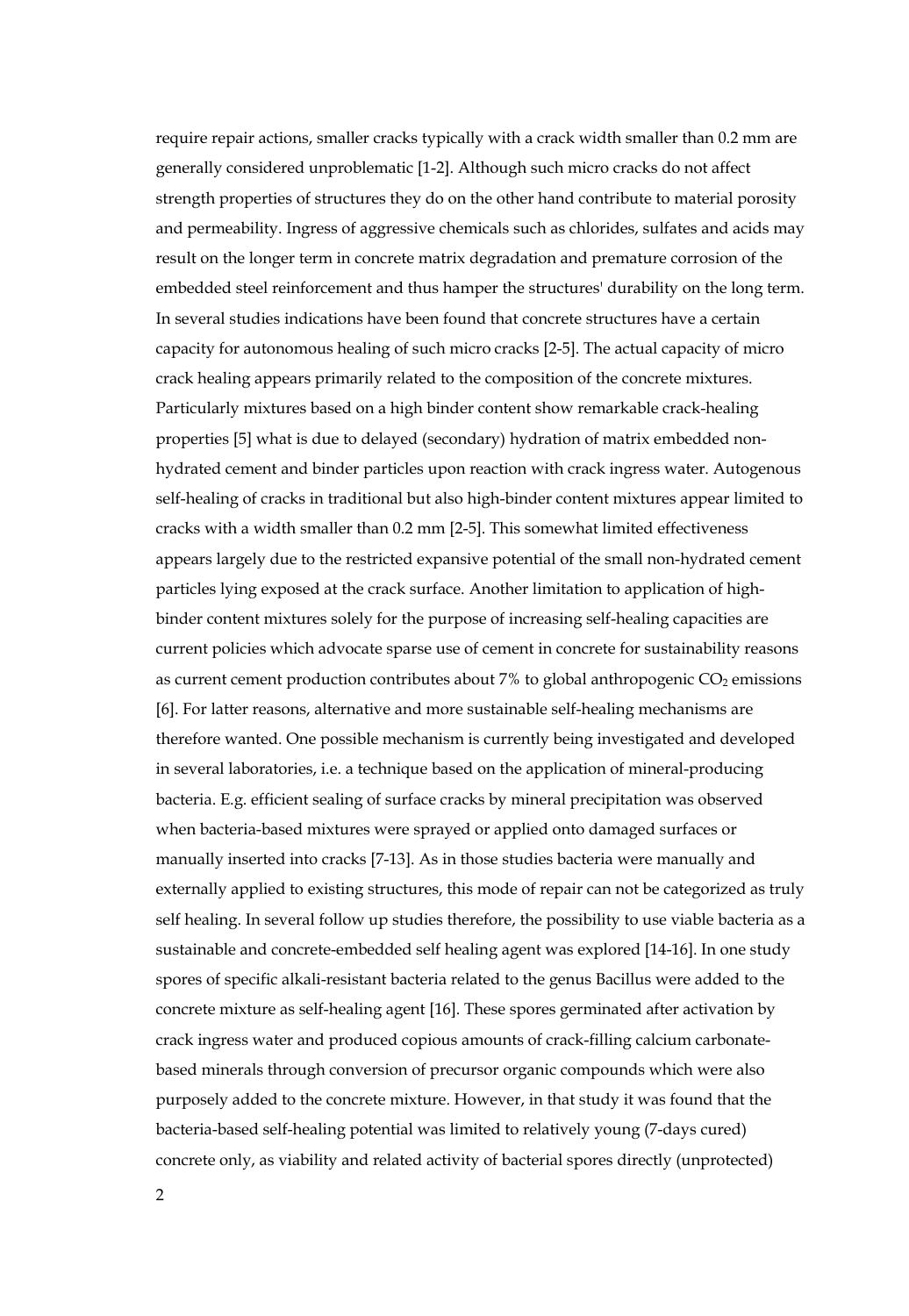require repair actions, smaller cracks typically with a crack width smaller than 0.2 mm are generally considered unproblematic [1-2]. Although such micro cracks do not affect strength properties of structures they do on the other hand contribute to material porosity and permeability. Ingress of aggressive chemicals such as chlorides, sulfates and acids may result on the longer term in concrete matrix degradation and premature corrosion of the embedded steel reinforcement and thus hamper the structures' durability on the long term. In several studies indications have been found that concrete structures have a certain capacity for autonomous healing of such micro cracks [2-5]. The actual capacity of micro crack healing appears primarily related to the composition of the concrete mixtures. Particularly mixtures based on a high binder content show remarkable crack-healing properties [5] what is due to delayed (secondary) hydration of matrix embedded non-hydrated cement and binder particles upon reaction with crack ingress water. Autogenous self-healing of cracks in traditional but also high-binder content mixtures appear limited to cracks with a width smaller than 0.2 mm [2-5]. This somewhat limited effectiveness appears largely due to the restricted expansive potential of the small non-hydrated cement particles lying exposed at the crack surface. Another limitation to application of high-binder content mixtures solely for the purpose of increasing self-healing capacities are current policies which advocate sparse use of cement in concrete for sustainability reasons as current cement production contributes about 7% to global anthropogenic $CO_2$ emissions [6]. For latter reasons, alternative and more sustainable self-healing mechanisms are therefore wanted. One possible mechanism is currently being investigated and developed in several laboratories, i.e. a technique based on the application of mineral-producing bacteria. E.g. efficient sealing of surface cracks by mineral precipitation was observed when bacteria-based mixtures were sprayed or applied onto damaged surfaces or manually inserted into cracks [7-13]. As in those studies bacteria were manually and externally applied to existing structures, this mode of repair can not be categorized as truly self healing. In several follow up studies therefore, the possibility to use viable bacteria as a sustainable and concrete-embedded self healing agent was explored [14-16]. In one study spores of specific alkali-resistant bacteria related to the genus Bacillus were added to the concrete mixture as self-healing agent [16]. These spores germinated after activation by crack ingress water and produced copious amounts of crack-filling calcium carbonate-based minerals through conversion of precursor organic compounds which were also purposely added to the concrete mixture. However, in that study it was found that the bacteria-based self-healing potential was limited to relatively young (7-days cured) concrete only, as viability and related activity of bacterial spores directly (unprotected)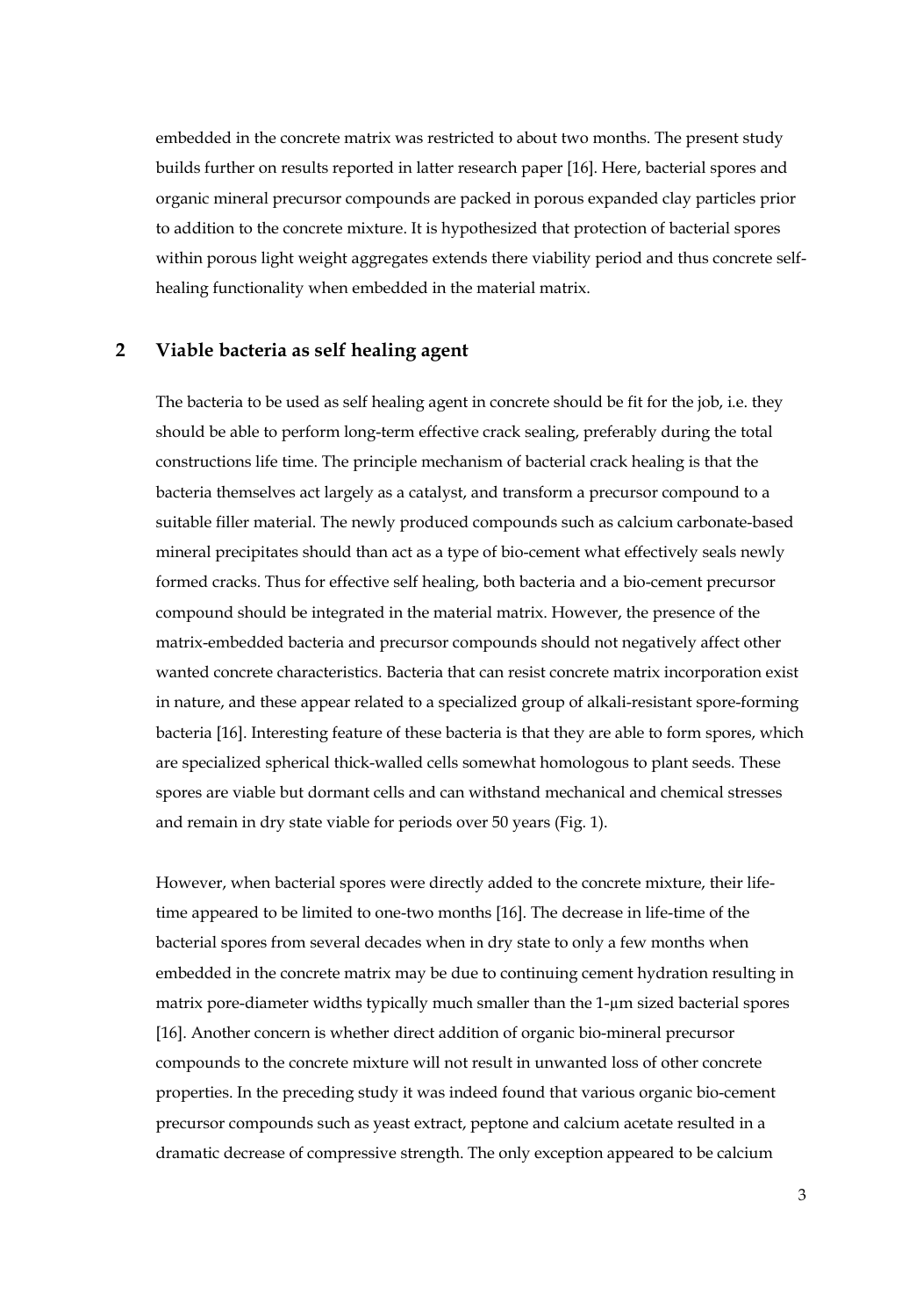embedded in the concrete matrix was restricted to about two months. The present study builds further on results reported in latter research paper [16]. Here, bacterial spores and organic mineral precursor compounds are packed in porous expanded clay particles prior to addition to the concrete mixture. It is hypothesized that protection of bacterial spores within porous light weight aggregates extends there viability period and thus concrete self-healing functionality when embedded in the material matrix.

## 2 Viable bacteria as self healing agent

The bacteria to be used as self healing agent in concrete should be fit for the job, i.e. they should be able to perform long-term effective crack sealing, preferably during the total constructions life time. The principle mechanism of bacterial crack healing is that the bacteria themselves act largely as a catalyst, and transform a precursor compound to a suitable filler material. The newly produced compounds such as calcium carbonate-based mineral precipitates should than act as a type of bio-cement what effectively seals newly formed cracks. Thus for effective self healing, both bacteria and a bio-cement precursor compound should be integrated in the material matrix. However, the presence of the matrix-embedded bacteria and precursor compounds should not negatively affect other wanted concrete characteristics. Bacteria that can resist concrete matrix incorporation exist in nature, and these appear related to a specialized group of alkali-resistant spore-forming bacteria [16]. Interesting feature of these bacteria is that they are able to form spores, which are specialized spherical thick-walled cells somewhat homologous to plant seeds. These spores are viable but dormant cells and can withstand mechanical and chemical stresses and remain in dry state viable for periods over 50 years (Fig. 1).

However, when bacterial spores were directly added to the concrete mixture, their life-time appeared to be limited to one-two months [16]. The decrease in life-time of the bacterial spores from several decades when in dry state to only a few months when embedded in the concrete matrix may be due to continuing cement hydration resulting in matrix pore-diameter widths typically much smaller than the 1-μm sized bacterial spores [16]. Another concern is whether direct addition of organic bio-mineral precursor compounds to the concrete mixture will not result in unwanted loss of other concrete properties. In the preceding study it was indeed found that various organic bio-cement precursor compounds such as yeast extract, peptone and calcium acetate resulted in a dramatic decrease of compressive strength. The only exception appeared to be calcium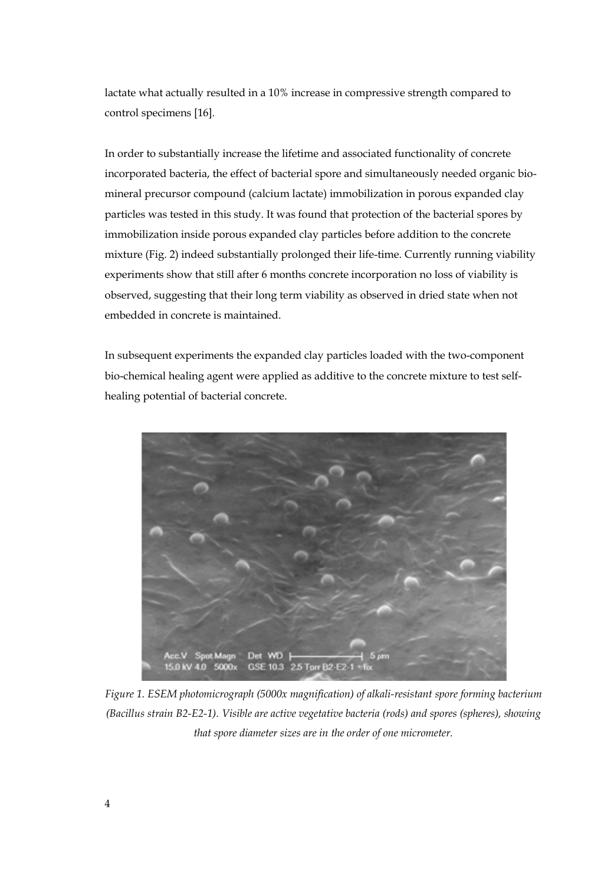lactate what actually resulted in a 10% increase in compressive strength compared to control specimens [16].

In order to substantially increase the lifetime and associated functionality of concrete incorporated bacteria, the effect of bacterial spore and simultaneously needed organic bio-mineral precursor compound (calcium lactate) immobilization in porous expanded clay particles was tested in this study. It was found that protection of the bacterial spores by immobilization inside porous expanded clay particles before addition to the concrete mixture (Fig. 2) indeed substantially prolonged their life-time. Currently running viability experiments show that still after 6 months concrete incorporation no loss of viability is observed, suggesting that their long term viability as observed in dried state when not embedded in concrete is maintained.

In subsequent experiments the expanded clay particles loaded with the two-component bio-chemical healing agent were applied as additive to the concrete mixture to test self-healing potential of bacterial concrete.

*Figure 1. ESEM photomicrograph (5000x magnification) of alkali-resistant spore forming bacterium (Bacillus strain B2-E2-1). Visible are active vegetative bacteria (rods) and spores (spheres), showing that spore diameter sizes are in the order of one micrometer.*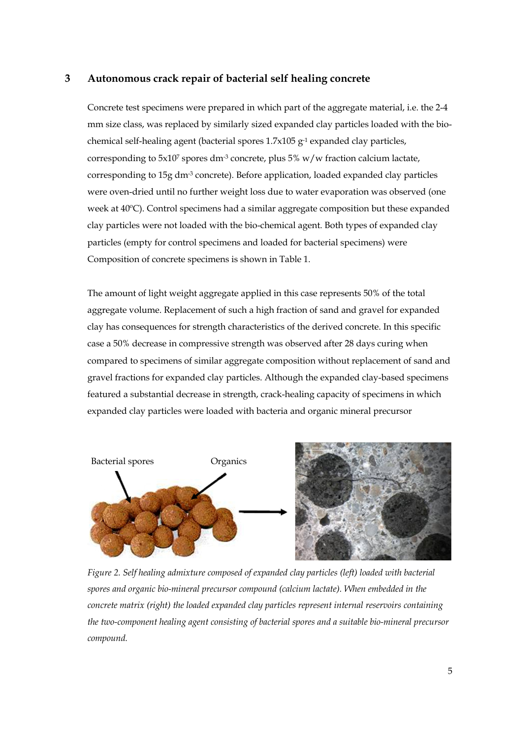## 3 Autonomous crack repair of bacterial self healing concrete

Concrete test specimens were prepared in which part of the aggregate material, i.e. the 2-4 mm size class, was replaced by similarly sized expanded clay particles loaded with the bio-chemical self-healing agent (bacterial spores 1.7x105 $g^{-1}$ expanded clay particles, corresponding to $5x10^7$ spores $dm^{-3}$ concrete, plus 5% w/w fraction calcium lactate, corresponding to 15g $dm^{-3}$ concrete). Before application, loaded expanded clay particles were oven-dried until no further weight loss due to water evaporation was observed (one week at 40ºC). Control specimens had a similar aggregate composition but these expanded clay particles were not loaded with the bio-chemical agent. Both types of expanded clay particles (empty for control specimens and loaded for bacterial specimens) were Composition of concrete specimens is shown in Table 1.

The amount of light weight aggregate applied in this case represents 50% of the total aggregate volume. Replacement of such a high fraction of sand and gravel for expanded clay has consequences for strength characteristics of the derived concrete. In this specific case a 50% decrease in compressive strength was observed after 28 days curing when compared to specimens of similar aggregate composition without replacement of sand and gravel fractions for expanded clay particles. Although the expanded clay-based specimens featured a substantial decrease in strength, crack-healing capacity of specimens in which expanded clay particles were loaded with bacteria and organic mineral precursor

*Figure 2. Self healing admixture composed of expanded clay particles (left) loaded with bacterial spores and organic bio-mineral precursor compound (calcium lactate). When embedded in the concrete matrix (right) the loaded expanded clay particles represent internal reservoirs containing the two-component healing agent consisting of bacterial spores and a suitable bio-mineral precursor compound.*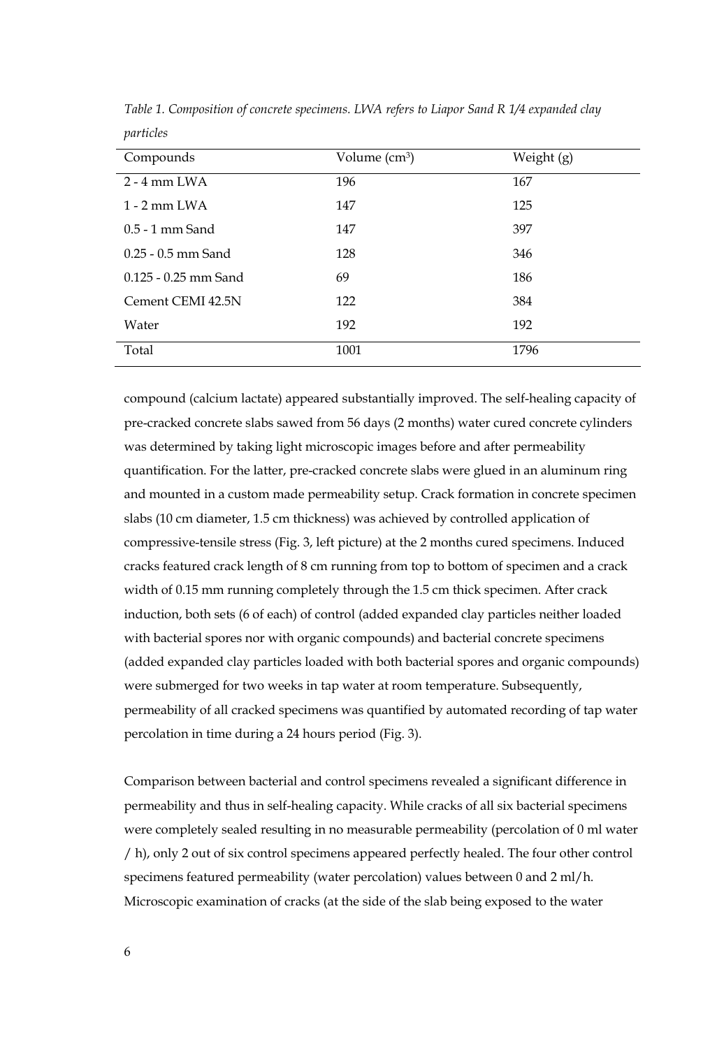*Table 1. Composition of concrete specimens. LWA refers to Liapor Sand R 1/4 expanded clay particles*

| Compounds | Volume ($cm^3$) | Weight (g) |
|---|---|---|
| 2 - 4 mm LWA | 196 | 167 |
| 1 - 2 mm LWA | 147 | 125 |
| 0.5 - 1 mm Sand | 147 | 397 |
| 0.25 - 0.5 mm Sand | 128 | 346 |
| 0.125 - 0.25 mm Sand | 69 | 186 |
| Cement CEMI 42.5N | 122 | 384 |
| Water | 192 | 192 |
| Total | 1001 | 1796 |

compound (calcium lactate) appeared substantially improved. The self-healing capacity of pre-cracked concrete slabs sawed from 56 days (2 months) water cured concrete cylinders was determined by taking light microscopic images before and after permeability quantification. For the latter, pre-cracked concrete slabs were glued in an aluminum ring and mounted in a custom made permeability setup. Crack formation in concrete specimen slabs (10 cm diameter, 1.5 cm thickness) was achieved by controlled application of compressive-tensile stress (Fig. 3, left picture) at the 2 months cured specimens. Induced cracks featured crack length of 8 cm running from top to bottom of specimen and a crack width of 0.15 mm running completely through the 1.5 cm thick specimen. After crack induction, both sets (6 of each) of control (added expanded clay particles neither loaded with bacterial spores nor with organic compounds) and bacterial concrete specimens (added expanded clay particles loaded with both bacterial spores and organic compounds) were submerged for two weeks in tap water at room temperature. Subsequently, permeability of all cracked specimens was quantified by automated recording of tap water percolation in time during a 24 hours period (Fig. 3).

Comparison between bacterial and control specimens revealed a significant difference in permeability and thus in self-healing capacity. While cracks of all six bacterial specimens were completely sealed resulting in no measurable permeability (percolation of 0 ml water / h), only 2 out of six control specimens appeared perfectly healed. The four other control specimens featured permeability (water percolation) values between 0 and 2 ml/h. Microscopic examination of cracks (at the side of the slab being exposed to the water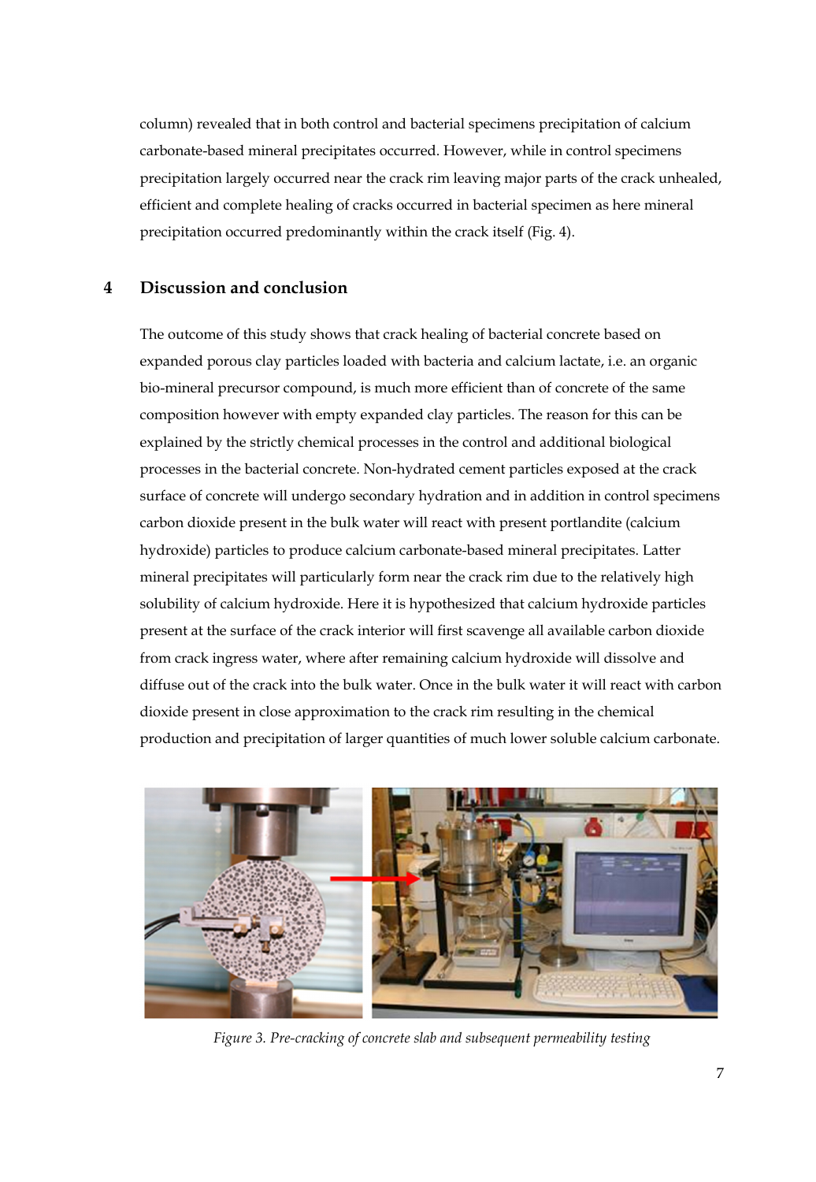column) revealed that in both control and bacterial specimens precipitation of calcium carbonate-based mineral precipitates occurred. However, while in control specimens precipitation largely occurred near the crack rim leaving major parts of the crack unhealed, efficient and complete healing of cracks occurred in bacterial specimen as here mineral precipitation occurred predominantly within the crack itself (Fig. 4).

## 4 Discussion and conclusion

The outcome of this study shows that crack healing of bacterial concrete based on expanded porous clay particles loaded with bacteria and calcium lactate, i.e. an organic bio-mineral precursor compound, is much more efficient than of concrete of the same composition however with empty expanded clay particles. The reason for this can be explained by the strictly chemical processes in the control and additional biological processes in the bacterial concrete. Non-hydrated cement particles exposed at the crack surface of concrete will undergo secondary hydration and in addition in control specimens carbon dioxide present in the bulk water will react with present portlandite (calcium hydroxide) particles to produce calcium carbonate-based mineral precipitates. Latter mineral precipitates will particularly form near the crack rim due to the relatively high solubility of calcium hydroxide. Here it is hypothesized that calcium hydroxide particles present at the surface of the crack interior will first scavenge all available carbon dioxide from crack ingress water, where after remaining calcium hydroxide will dissolve and diffuse out of the crack into the bulk water. Once in the bulk water it will react with carbon dioxide present in close approximation to the crack rim resulting in the chemical production and precipitation of larger quantities of much lower soluble calcium carbonate.

*Figure 3. Pre-cracking of concrete slab and subsequent permeability testing*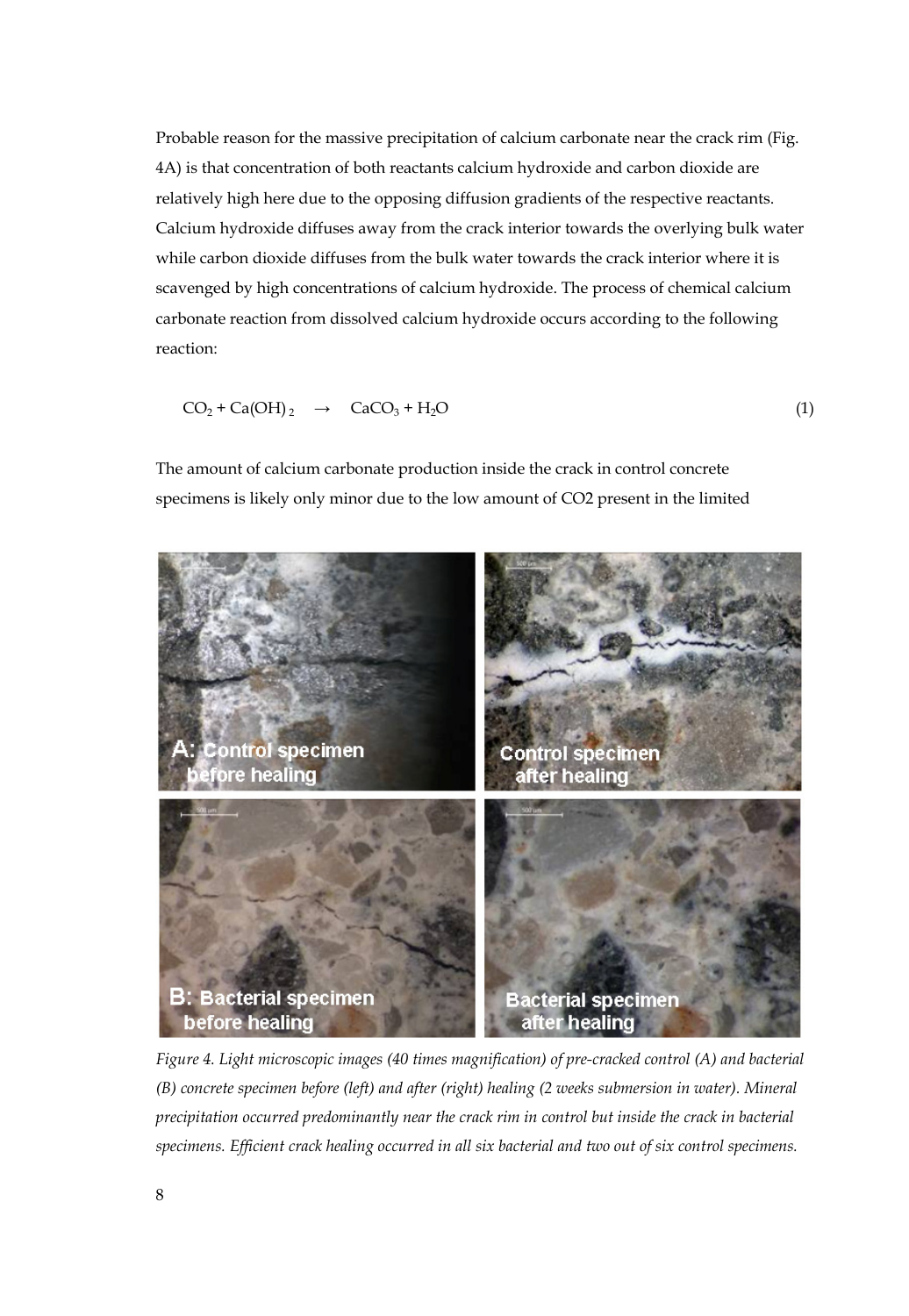Probable reason for the massive precipitation of calcium carbonate near the crack rim (Fig. 4A) is that concentration of both reactants calcium hydroxide and carbon dioxide are relatively high here due to the opposing diffusion gradients of the respective reactants. Calcium hydroxide diffuses away from the crack interior towards the overlying bulk water while carbon dioxide diffuses from the bulk water towards the crack interior where it is scavenged by high concentrations of calcium hydroxide. The process of chemical calcium carbonate reaction from dissolved calcium hydroxide occurs according to the following reaction:

$$CO_2 + Ca(OH)_2 \rightarrow CaCO_3 + H_2O \qquad (1)$$

The amount of calcium carbonate production inside the crack in control concrete specimens is likely only minor due to the low amount of CO2 present in the limited

*Figure 4. Light microscopic images (40 times magnification) of pre-cracked control (A) and bacterial (B) concrete specimen before (left) and after (right) healing (2 weeks submersion in water). Mineral precipitation occurred predominantly near the crack rim in control but inside the crack in bacterial specimens. Efficient crack healing occurred in all six bacterial and two out of six control specimens.*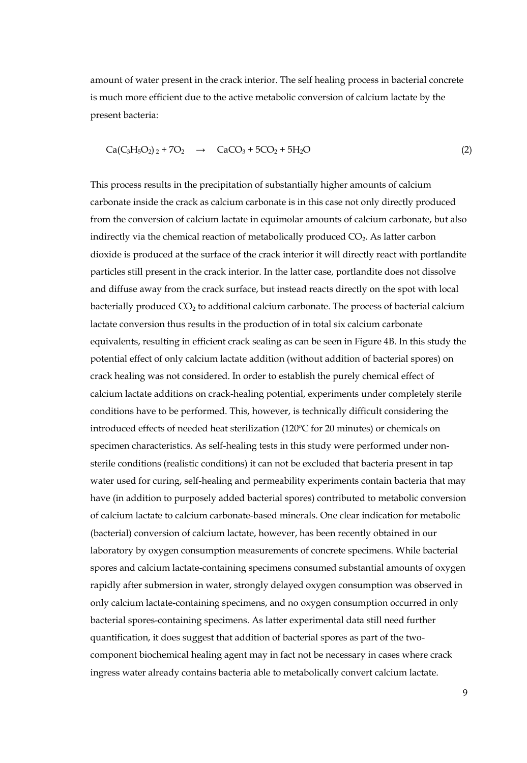amount of water present in the crack interior. The self healing process in bacterial concrete is much more efficient due to the active metabolic conversion of calcium lactate by the present bacteria:

$$Ca(C_3H_5O_2)_2 + 7O_2 \rightarrow CaCO_3 + 5CO_2 + 5H_2O \qquad (2)$$

This process results in the precipitation of substantially higher amounts of calcium carbonate inside the crack as calcium carbonate is in this case not only directly produced from the conversion of calcium lactate in equimolar amounts of calcium carbonate, but also indirectly via the chemical reaction of metabolically produced $CO_2$. As latter carbon dioxide is produced at the surface of the crack interior it will directly react with portlandite particles still present in the crack interior. In the latter case, portlandite does not dissolve and diffuse away from the crack surface, but instead reacts directly on the spot with local bacterially produced $CO_2$ to additional calcium carbonate. The process of bacterial calcium lactate conversion thus results in the production of in total six calcium carbonate equivalents, resulting in efficient crack sealing as can be seen in Figure 4B. In this study the potential effect of only calcium lactate addition (without addition of bacterial spores) on crack healing was not considered. In order to establish the purely chemical effect of calcium lactate additions on crack-healing potential, experiments under completely sterile conditions have to be performed. This, however, is technically difficult considering the introduced effects of needed heat sterilization (120ºC for 20 minutes) or chemicals on specimen characteristics. As self-healing tests in this study were performed under non-sterile conditions (realistic conditions) it can not be excluded that bacteria present in tap water used for curing, self-healing and permeability experiments contain bacteria that may have (in addition to purposely added bacterial spores) contributed to metabolic conversion of calcium lactate to calcium carbonate-based minerals. One clear indication for metabolic (bacterial) conversion of calcium lactate, however, has been recently obtained in our laboratory by oxygen consumption measurements of concrete specimens. While bacterial spores and calcium lactate-containing specimens consumed substantial amounts of oxygen rapidly after submersion in water, strongly delayed oxygen consumption was observed in only calcium lactate-containing specimens, and no oxygen consumption occurred in only bacterial spores-containing specimens. As latter experimental data still need further quantification, it does suggest that addition of bacterial spores as part of the two-component biochemical healing agent may in fact not be necessary in cases where crack ingress water already contains bacteria able to metabolically convert calcium lactate.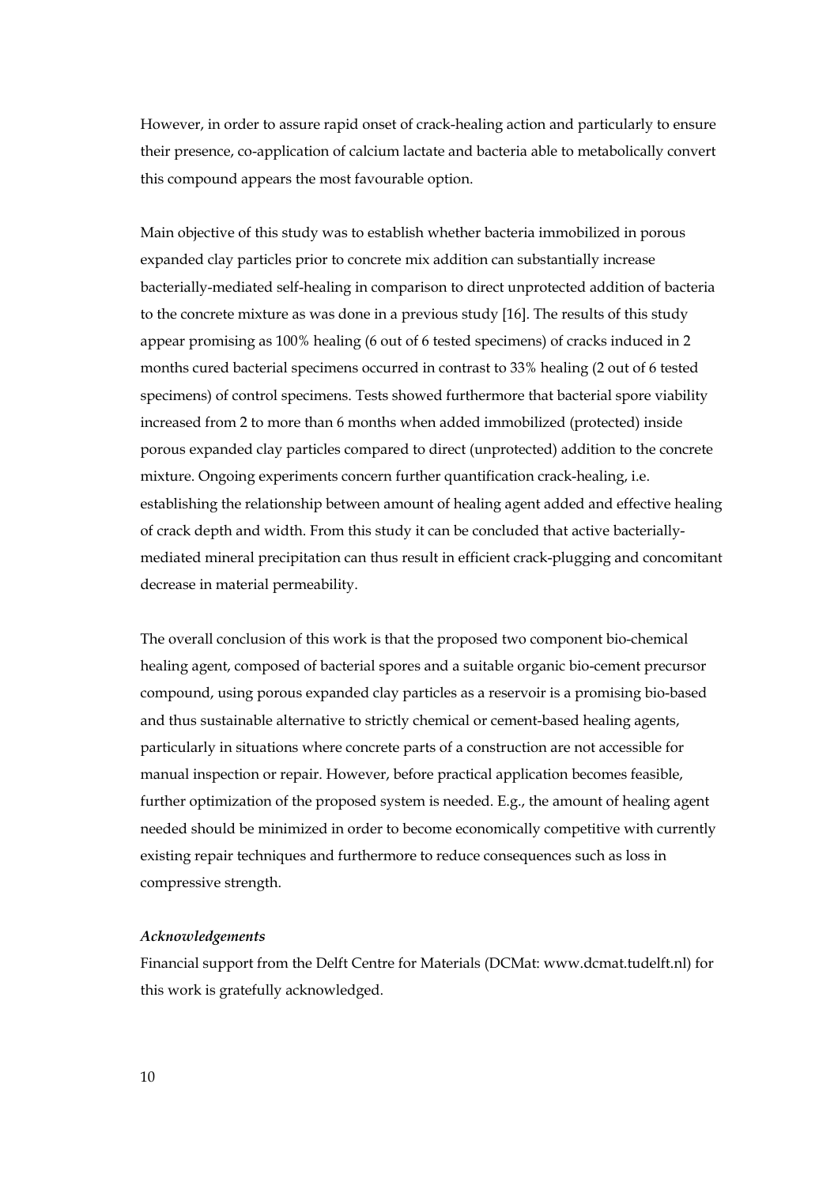However, in order to assure rapid onset of crack-healing action and particularly to ensure their presence, co-application of calcium lactate and bacteria able to metabolically convert this compound appears the most favourable option.

Main objective of this study was to establish whether bacteria immobilized in porous expanded clay particles prior to concrete mix addition can substantially increase bacterially-mediated self-healing in comparison to direct unprotected addition of bacteria to the concrete mixture as was done in a previous study [16]. The results of this study appear promising as 100% healing (6 out of 6 tested specimens) of cracks induced in 2 months cured bacterial specimens occurred in contrast to 33% healing (2 out of 6 tested specimens) of control specimens. Tests showed furthermore that bacterial spore viability increased from 2 to more than 6 months when added immobilized (protected) inside porous expanded clay particles compared to direct (unprotected) addition to the concrete mixture. Ongoing experiments concern further quantification crack-healing, i.e. establishing the relationship between amount of healing agent added and effective healing of crack depth and width. From this study it can be concluded that active bacterially-mediated mineral precipitation can thus result in efficient crack-plugging and concomitant decrease in material permeability.

The overall conclusion of this work is that the proposed two component bio-chemical healing agent, composed of bacterial spores and a suitable organic bio-cement precursor compound, using porous expanded clay particles as a reservoir is a promising bio-based and thus sustainable alternative to strictly chemical or cement-based healing agents, particularly in situations where concrete parts of a construction are not accessible for manual inspection or repair. However, before practical application becomes feasible, further optimization of the proposed system is needed. E.g., the amount of healing agent needed should be minimized in order to become economically competitive with currently existing repair techniques and furthermore to reduce consequences such as loss in compressive strength.

***Acknowledgements***

Financial support from the Delft Centre for Materials (DCMat: www.dcmat.tudelft.nl) for this work is gratefully acknowledged.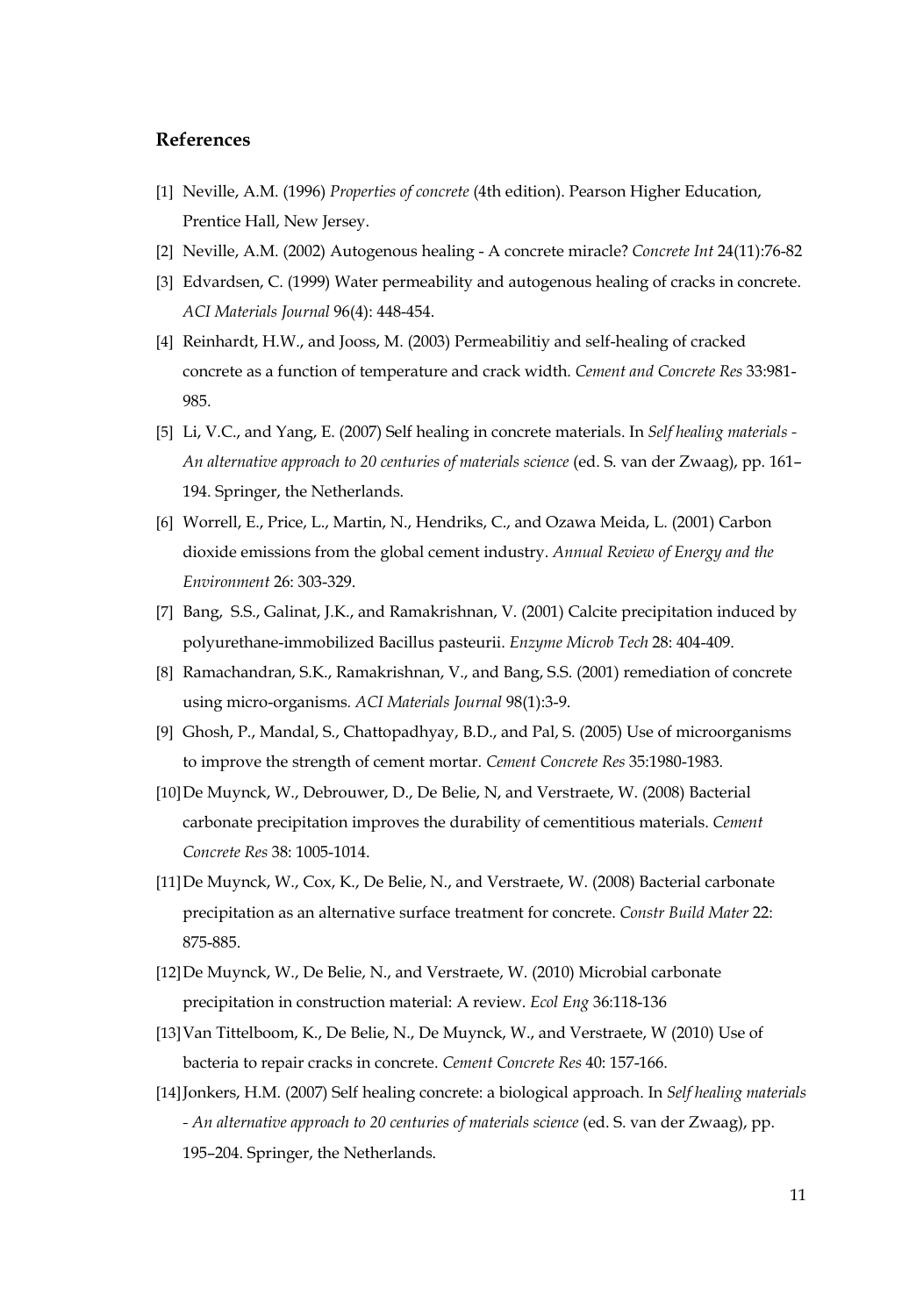## References

[1] Neville, A.M. (1996) *Properties of concrete* (4th edition). Pearson Higher Education, Prentice Hall, New Jersey.

[2] Neville, A.M. (2002) Autogenous healing - A concrete miracle? *Concrete Int* 24(11):76-82

[3] Edvardsen, C. (1999) Water permeability and autogenous healing of cracks in concrete. *ACI Materials Journal* 96(4): 448-454.

[4] Reinhardt, H.W., and Jooss, M. (2003) Permeabilitiy and self-healing of cracked concrete as a function of temperature and crack width. *Cement and Concrete Res* 33:981-985.

[5] Li, V.C., and Yang, E. (2007) Self healing in concrete materials. In *Self healing materials - An alternative approach to 20 centuries of materials science* (ed. S. van der Zwaag), pp. 161–194. Springer, the Netherlands.

[6] Worrell, E., Price, L., Martin, N., Hendriks, C., and Ozawa Meida, L. (2001) Carbon dioxide emissions from the global cement industry. *Annual Review of Energy and the Environment* 26: 303-329.

[7] Bang, S.S., Galinat, J.K., and Ramakrishnan, V. (2001) Calcite precipitation induced by polyurethane-immobilized Bacillus pasteurii. *Enzyme Microb Tech* 28: 404-409.

[8] Ramachandran, S.K., Ramakrishnan, V., and Bang, S.S. (2001) remediation of concrete using micro-organisms. *ACI Materials Journal* 98(1):3-9.

[9] Ghosh, P., Mandal, S., Chattopadhyay, B.D., and Pal, S. (2005) Use of microorganisms to improve the strength of cement mortar. *Cement Concrete Res* 35:1980-1983.

[10] De Muynck, W., Debrouwer, D., De Belie, N, and Verstraete, W. (2008) Bacterial carbonate precipitation improves the durability of cementitious materials. *Cement Concrete Res* 38: 1005-1014.

[11] De Muynck, W., Cox, K., De Belie, N., and Verstraete, W. (2008) Bacterial carbonate precipitation as an alternative surface treatment for concrete. *Constr Build Mater* 22: 875-885.

[12] De Muynck, W., De Belie, N., and Verstraete, W. (2010) Microbial carbonate precipitation in construction material: A review. *Ecol Eng* 36:118-136

[13] Van Tittelboom, K., De Belie, N., De Muynck, W., and Verstraete, W (2010) Use of bacteria to repair cracks in concrete. *Cement Concrete Res* 40: 157-166.

[14] Jonkers, H.M. (2007) Self healing concrete: a biological approach. In *Self healing materials - An alternative approach to 20 centuries of materials science* (ed. S. van der Zwaag), pp. 195–204. Springer, the Netherlands.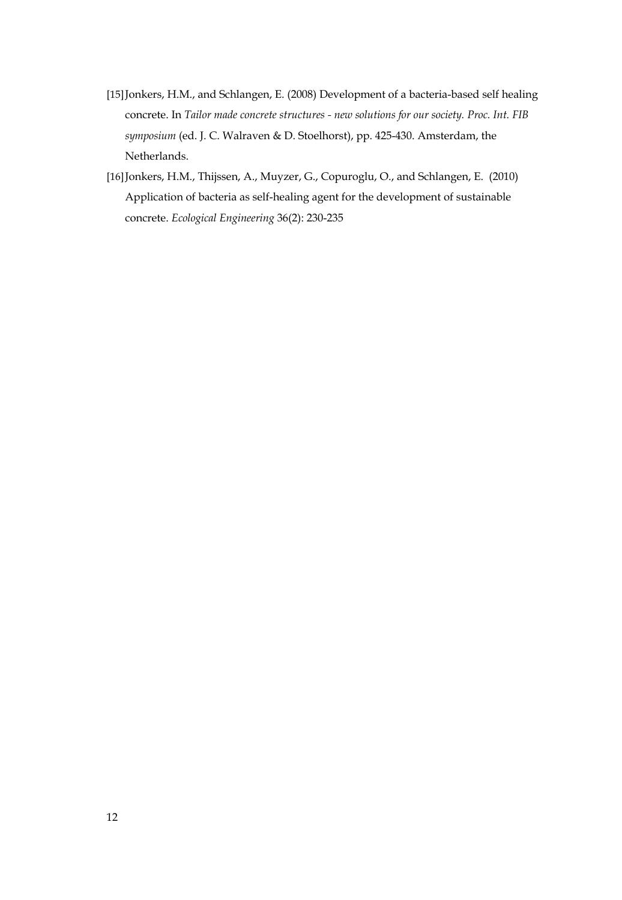[15] Jonkers, H.M., and Schlangen, E. (2008) Development of a bacteria-based self healing concrete. In *Tailor made concrete structures - new solutions for our society. Proc. Int. FIB symposium* (ed. J. C. Walraven & D. Stoelhorst), pp. 425-430. Amsterdam, the Netherlands.

[16] Jonkers, H.M., Thijssen, A., Muyzer, G., Copuroglu, O., and Schlangen, E. (2010) Application of bacteria as self-healing agent for the development of sustainable concrete. *Ecological Engineering* 36(2): 230-235